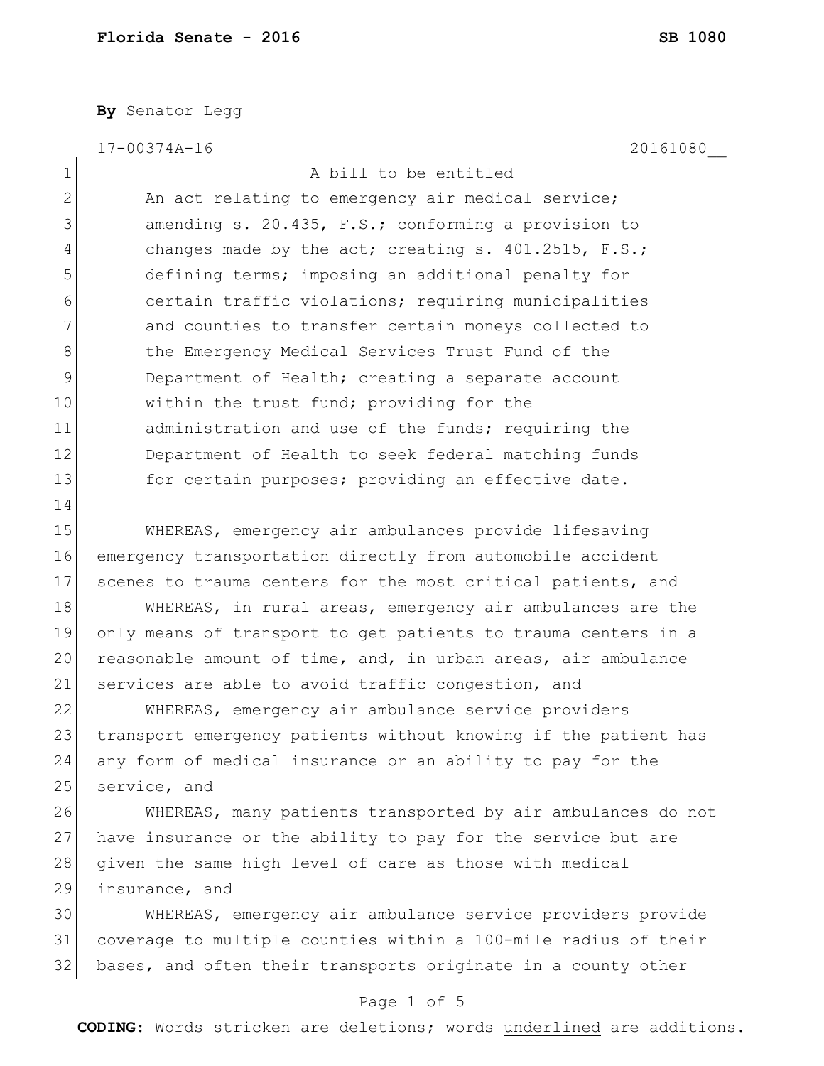**By** Senator Legg

17-00374A-16 20161080__

A bill to be entitled

An act relating to emergency air medical service; amending s. 20.435, F.S.; conforming a provision to changes made by the act; creating s. 401.2515, F.S.; defining terms; imposing an additional penalty for certain traffic violations; requiring municipalities and counties to transfer certain moneys collected to the Emergency Medical Services Trust Fund of the Department of Health; creating a separate account within the trust fund; providing for the administration and use of the funds; requiring the Department of Health to seek federal matching funds for certain purposes; providing an effective date.

WHEREAS, emergency air ambulances provide lifesaving emergency transportation directly from automobile accident scenes to trauma centers for the most critical patients, and

WHEREAS, in rural areas, emergency air ambulances are the only means of transport to get patients to trauma centers in a reasonable amount of time, and, in urban areas, air ambulance services are able to avoid traffic congestion, and

WHEREAS, emergency air ambulance service providers transport emergency patients without knowing if the patient has any form of medical insurance or an ability to pay for the service, and

WHEREAS, many patients transported by air ambulances do not have insurance or the ability to pay for the service but are given the same high level of care as those with medical insurance, and

WHEREAS, emergency air ambulance service providers provide coverage to multiple counties within a 100-mile radius of their bases, and often their transports originate in a county other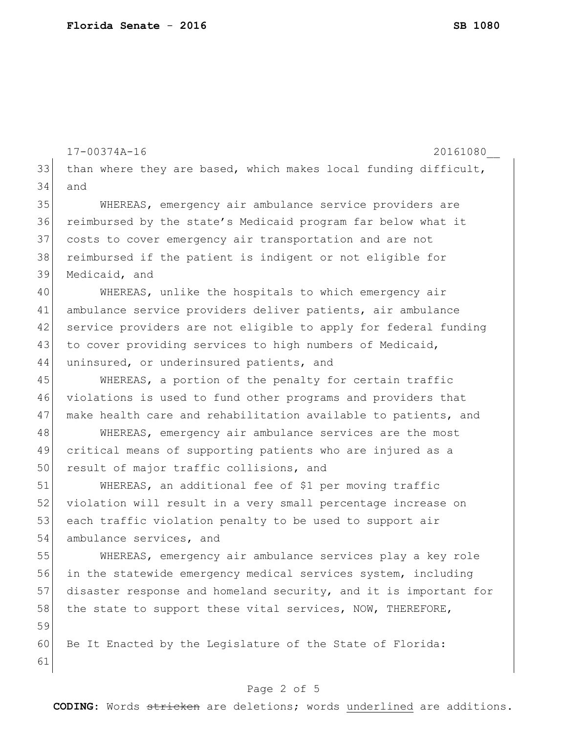than where they are based, which makes local funding difficult, and

WHEREAS, emergency air ambulance service providers are reimbursed by the state's Medicaid program far below what it costs to cover emergency air transportation and are not reimbursed if the patient is indigent or not eligible for Medicaid, and

WHEREAS, unlike the hospitals to which emergency air ambulance service providers deliver patients, air ambulance service providers are not eligible to apply for federal funding to cover providing services to high numbers of Medicaid, uninsured, or underinsured patients, and

WHEREAS, a portion of the penalty for certain traffic violations is used to fund other programs and providers that make health care and rehabilitation available to patients, and

WHEREAS, emergency air ambulance services are the most critical means of supporting patients who are injured as a result of major traffic collisions, and

WHEREAS, an additional fee of $1 per moving traffic violation will result in a very small percentage increase on each traffic violation penalty to be used to support air ambulance services, and

WHEREAS, emergency air ambulance services play a key role in the statewide emergency medical services system, including disaster response and homeland security, and it is important for the state to support these vital services, NOW, THEREFORE,

Be It Enacted by the Legislature of the State of Florida: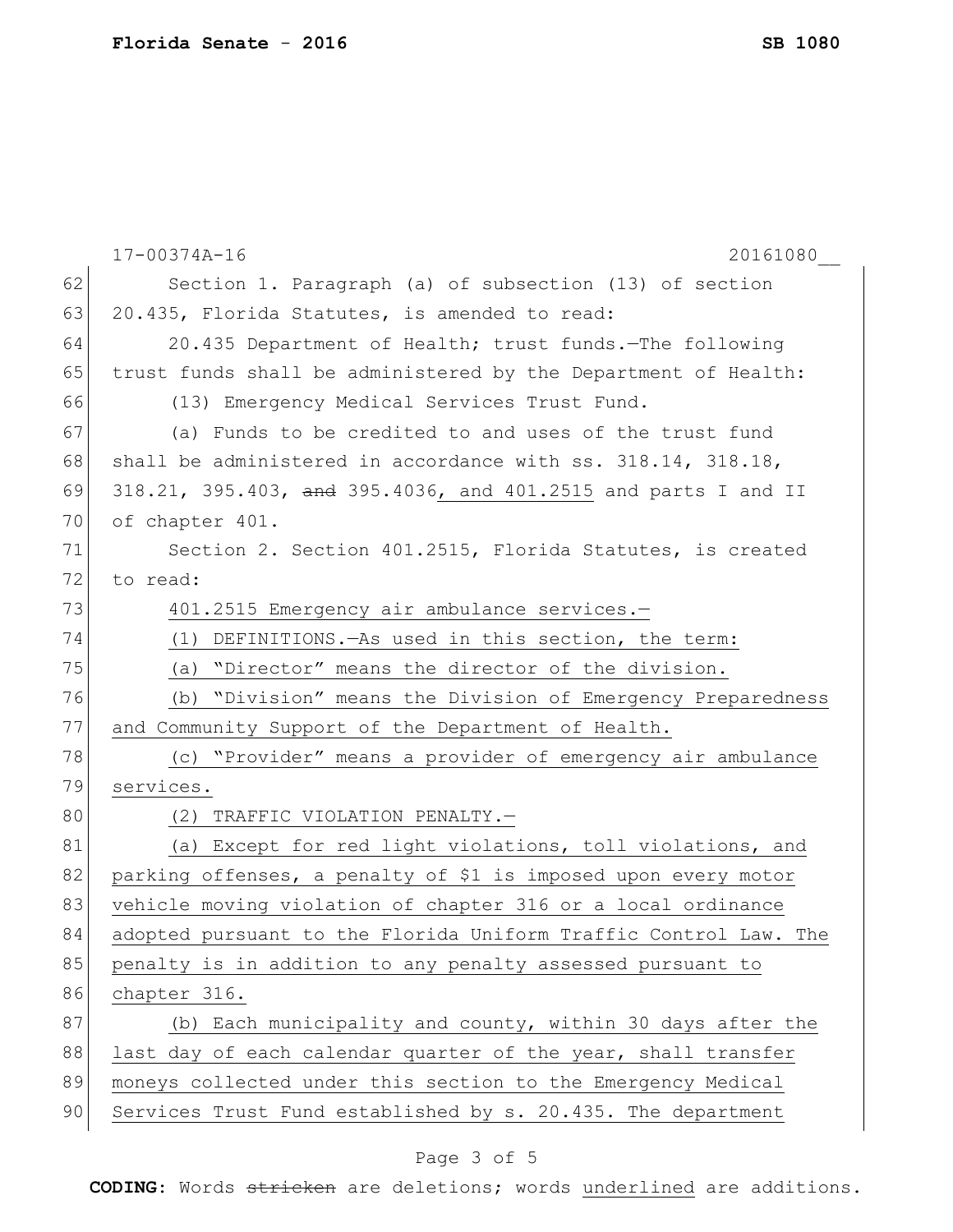Section 1. Paragraph (a) of subsection (13) of section 20.435, Florida Statutes, is amended to read:

20.435 Department of Health; trust funds.—The following trust funds shall be administered by the Department of Health:

(13) Emergency Medical Services Trust Fund.

(a) Funds to be credited to and uses of the trust fund shall be administered in accordance with ss. 318.14, 318.18, 318.21, 395.403, ~~and~~ 395.4036, and 401.2515 and parts I and II of chapter 401.

Section 2. Section 401.2515, Florida Statutes, is created to read:

401.2515 Emergency air ambulance services.—

(1) DEFINITIONS.—As used in this section, the term:

(a) "Director" means the director of the division.

(b) "Division" means the Division of Emergency Preparedness and Community Support of the Department of Health.

(c) "Provider" means a provider of emergency air ambulance services.

(2) TRAFFIC VIOLATION PENALTY.—

(a) Except for red light violations, toll violations, and parking offenses, a penalty of $1 is imposed upon every motor vehicle moving violation of chapter 316 or a local ordinance adopted pursuant to the Florida Uniform Traffic Control Law. The penalty is in addition to any penalty assessed pursuant to chapter 316.

(b) Each municipality and county, within 30 days after the last day of each calendar quarter of the year, shall transfer moneys collected under this section to the Emergency Medical Services Trust Fund established by s. 20.435. The department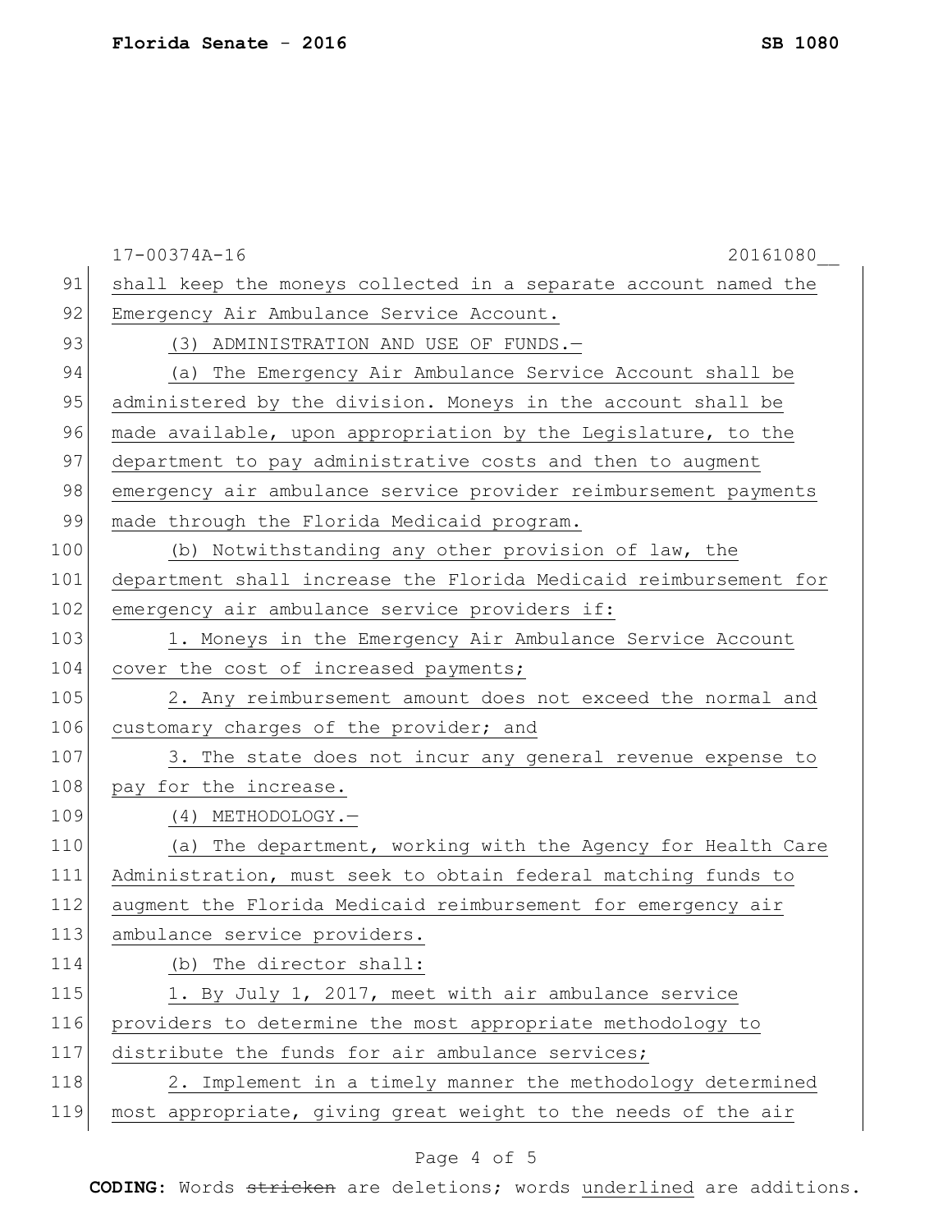17-00374A-16 20161080__

91 shall keep the moneys collected in a separate account named the
92 Emergency Air Ambulance Service Account.
93 (3) ADMINISTRATION AND USE OF FUNDS.—
94 (a) The Emergency Air Ambulance Service Account shall be
95 administered by the division. Moneys in the account shall be
96 made available, upon appropriation by the Legislature, to the
97 department to pay administrative costs and then to augment
98 emergency air ambulance service provider reimbursement payments
99 made through the Florida Medicaid program.
100 (b) Notwithstanding any other provision of law, the
101 department shall increase the Florida Medicaid reimbursement for
102 emergency air ambulance service providers if:
103 1. Moneys in the Emergency Air Ambulance Service Account
104 cover the cost of increased payments;
105 2. Any reimbursement amount does not exceed the normal and
106 customary charges of the provider; and
107 3. The state does not incur any general revenue expense to
108 pay for the increase.
109 (4) METHODOLOGY.—
110 (a) The department, working with the Agency for Health Care
111 Administration, must seek to obtain federal matching funds to
112 augment the Florida Medicaid reimbursement for emergency air
113 ambulance service providers.
114 (b) The director shall:
115 1. By July 1, 2017, meet with air ambulance service
116 providers to determine the most appropriate methodology to
117 distribute the funds for air ambulance services;
118 2. Implement in a timely manner the methodology determined
119 most appropriate, giving great weight to the needs of the air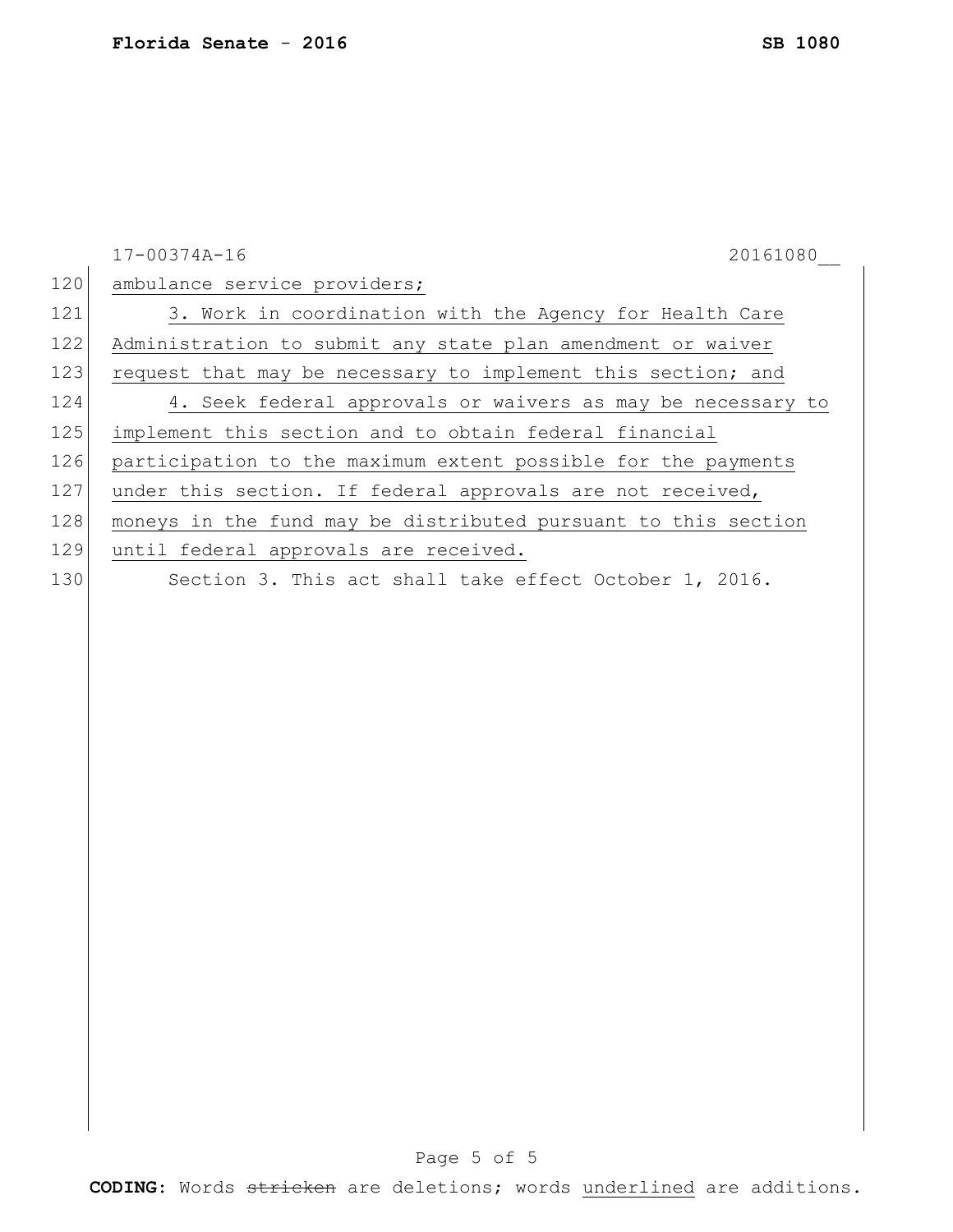ambulance service providers;

3. Work in coordination with the Agency for Health Care Administration to submit any state plan amendment or waiver request that may be necessary to implement this section; and

4. Seek federal approvals or waivers as may be necessary to implement this section and to obtain federal financial participation to the maximum extent possible for the payments under this section. If federal approvals are not received, moneys in the fund may be distributed pursuant to this section until federal approvals are received.

Section 3. This act shall take effect October 1, 2016.